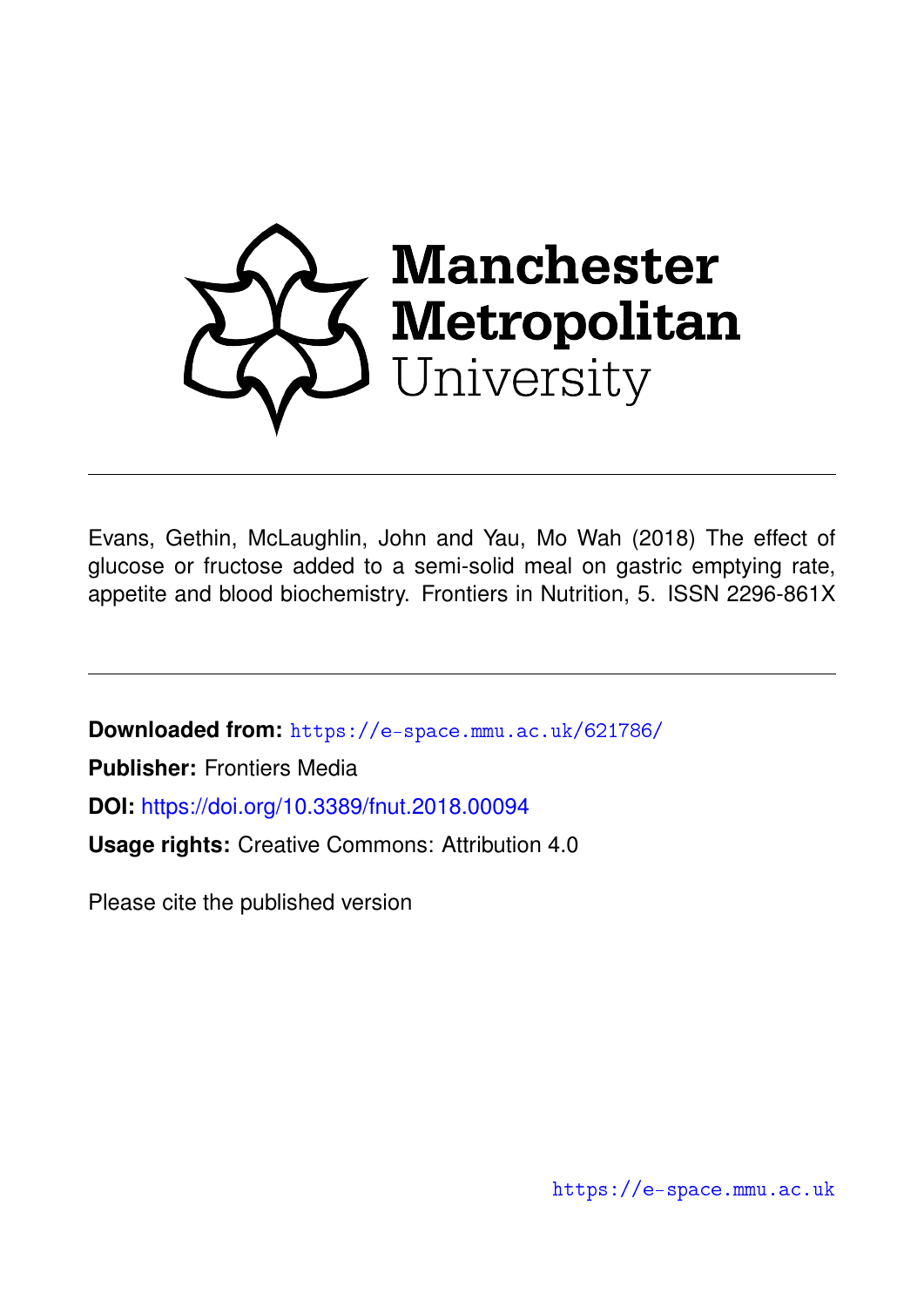Manchester Metropolitan University

Evans, Gethin, McLaughlin, John and Yau, Mo Wah (2018) The effect of glucose or fructose added to a semi-solid meal on gastric emptying rate, appetite and blood biochemistry. Frontiers in Nutrition, 5. ISSN 2296-861X

**Downloaded from:** https://e-space.mmu.ac.uk/621786/

**Publisher:** Frontiers Media

**DOI:** https://doi.org/10.3389/fnut.2018.00094

**Usage rights:** Creative Commons: Attribution 4.0

Please cite the published version

https://e-space.mmu.ac.uk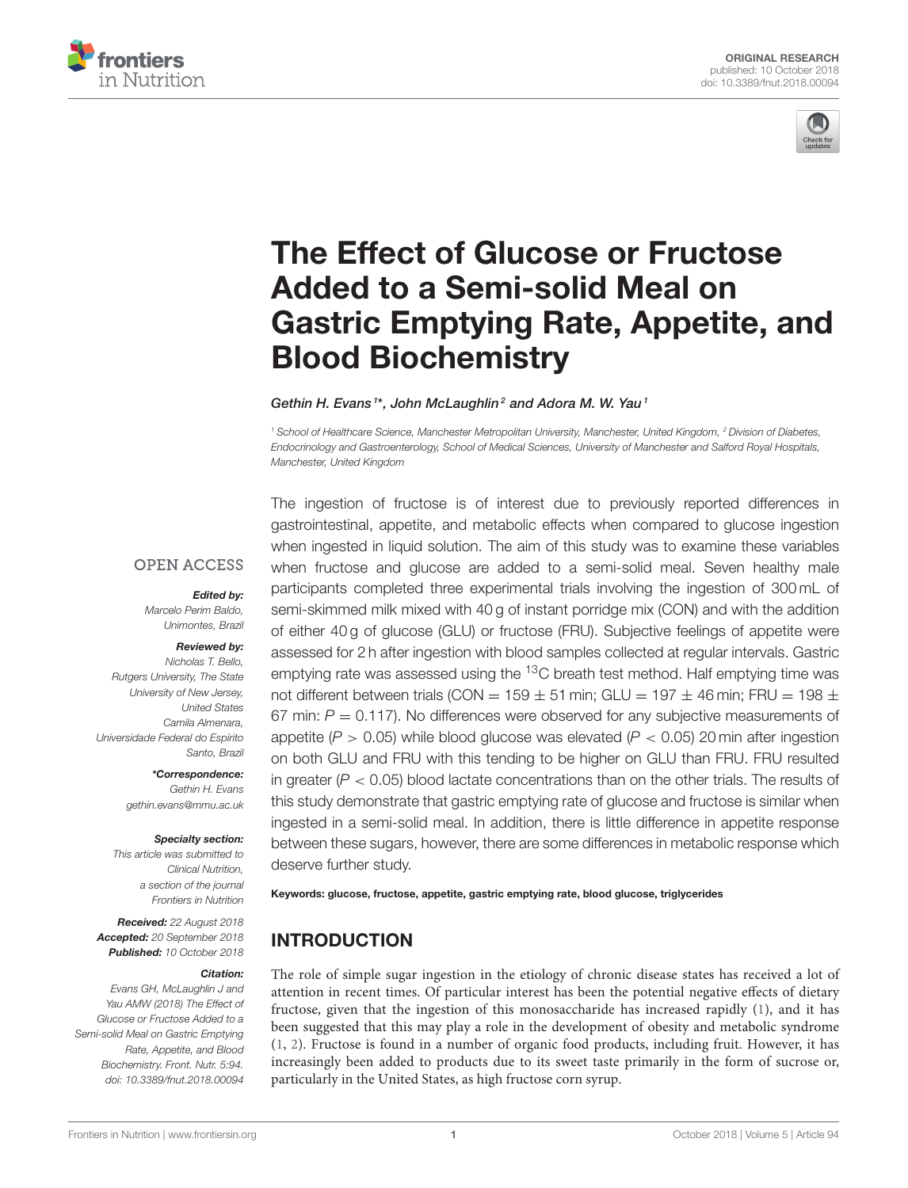# The Effect of Glucose or Fructose Added to a Semi-solid Meal on Gastric Emptying Rate, Appetite, and Blood Biochemistry

Gethin H. Evans[1]*, John McLaughlin[2] and Adora M. W. Yau[1]

[1] School of Healthcare Science, Manchester Metropolitan University, Manchester, United Kingdom, [2] Division of Diabetes, Endocrinology and Gastroenterology, School of Medical Sciences, University of Manchester and Salford Royal Hospitals, Manchester, United Kingdom

OPEN ACCESS

***Edited by:***
*Marcelo Perim Baldo, Unimontes, Brazil*

***Reviewed by:***
*Nicholas T. Bello, Rutgers University, The State University of New Jersey, United States*
*Camila Almenara, Universidade Federal do Espírito Santo, Brazil*

***\*Correspondence:***
*Gethin H. Evans*
*gethin.evans@mmu.ac.uk*

***Specialty section:***
*This article was submitted to Clinical Nutrition, a section of the journal Frontiers in Nutrition*

***Received:*** *22 August 2018*
***Accepted:*** *20 September 2018*
***Published:*** *10 October 2018*

***Citation:***
*Evans GH, McLaughlin J and Yau AMW (2018) The Effect of Glucose or Fructose Added to a Semi-solid Meal on Gastric Emptying Rate, Appetite, and Blood Biochemistry. Front. Nutr. 5:94. doi: 10.3389/fnut.2018.00094*

The ingestion of fructose is of interest due to previously reported differences in gastrointestinal, appetite, and metabolic effects when compared to glucose ingestion when ingested in liquid solution. The aim of this study was to examine these variables when fructose and glucose are added to a semi-solid meal. Seven healthy male participants completed three experimental trials involving the ingestion of 300 mL of semi-skimmed milk mixed with 40 g of instant porridge mix (CON) and with the addition of either 40 g of glucose (GLU) or fructose (FRU). Subjective feelings of appetite were assessed for 2 h after ingestion with blood samples collected at regular intervals. Gastric emptying rate was assessed using the $^{13}C$ breath test method. Half emptying time was not different between trials (CON = 159 ± 51 min; GLU = 197 ± 46 min; FRU = 198 ± 67 min: $P = 0.117$). No differences were observed for any subjective measurements of appetite ($P > 0.05$) while blood glucose was elevated ($P < 0.05$) 20 min after ingestion on both GLU and FRU with this tending to be higher on GLU than FRU. FRU resulted in greater ($P < 0.05$) blood lactate concentrations than on the other trials. The results of this study demonstrate that gastric emptying rate of glucose and fructose is similar when ingested in a semi-solid meal. In addition, there is little difference in appetite response between these sugars, however, there are some differences in metabolic response which deserve further study.

**Keywords: glucose, fructose, appetite, gastric emptying rate, blood glucose, triglycerides**

## INTRODUCTION

The role of simple sugar ingestion in the etiology of chronic disease states has received a lot of attention in recent times. Of particular interest has been the potential negative effects of dietary fructose, given that the ingestion of this monosaccharide has increased rapidly (1), and it has been suggested that this may play a role in the development of obesity and metabolic syndrome (1, 2). Fructose is found in a number of organic food products, including fruit. However, it has increasingly been added to products due to its sweet taste primarily in the form of sucrose or, particularly in the United States, as high fructose corn syrup.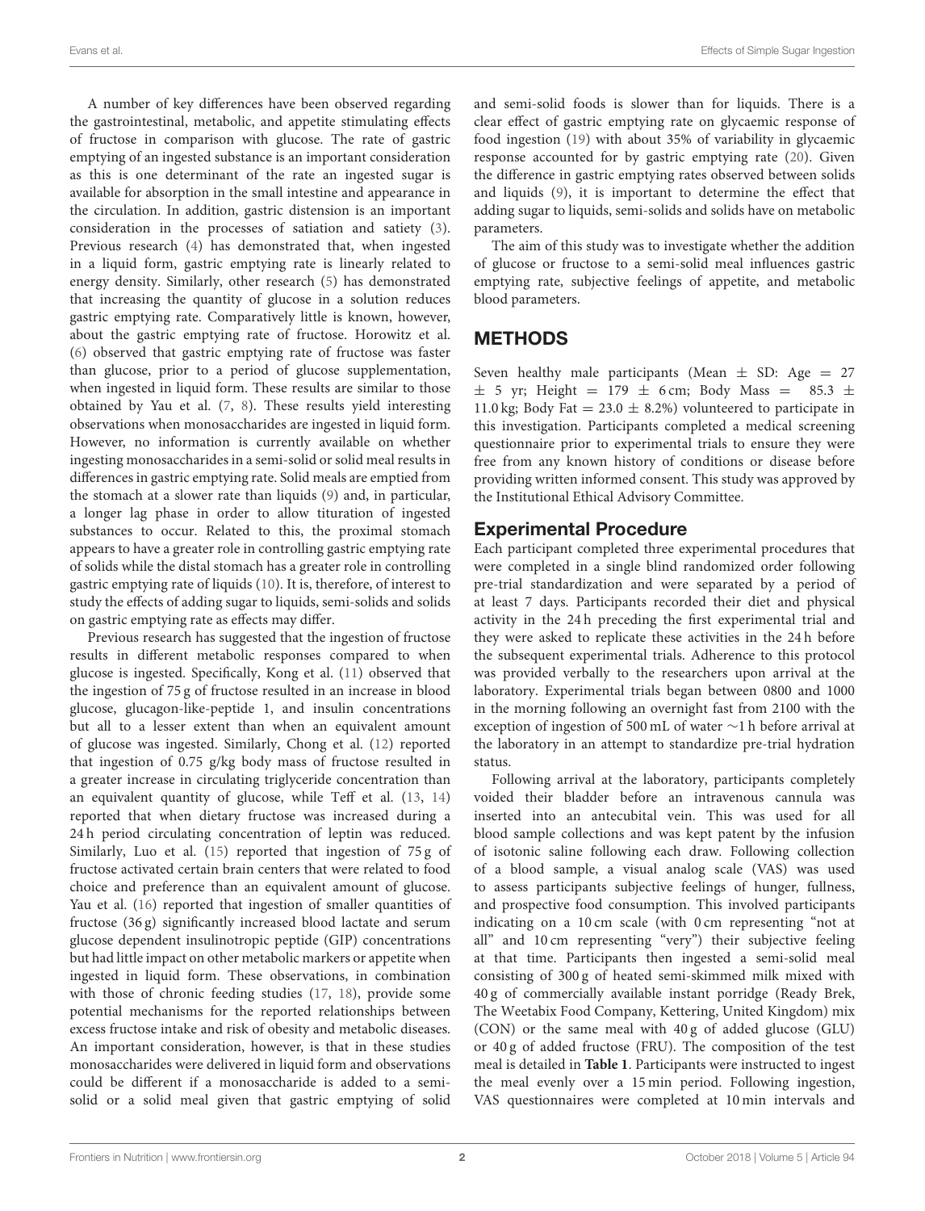A number of key differences have been observed regarding the gastrointestinal, metabolic, and appetite stimulating effects of fructose in comparison with glucose. The rate of gastric emptying of an ingested substance is an important consideration as this is one determinant of the rate an ingested sugar is available for absorption in the small intestine and appearance in the circulation. In addition, gastric distension is an important consideration in the processes of satiation and satiety (3). Previous research (4) has demonstrated that, when ingested in a liquid form, gastric emptying rate is linearly related to energy density. Similarly, other research (5) has demonstrated that increasing the quantity of glucose in a solution reduces gastric emptying rate. Comparatively little is known, however, about the gastric emptying rate of fructose. Horowitz et al. (6) observed that gastric emptying rate of fructose was faster than glucose, prior to a period of glucose supplementation, when ingested in liquid form. These results are similar to those obtained by Yau et al. (7, 8). These results yield interesting observations when monosaccharides are ingested in liquid form. However, no information is currently available on whether ingesting monosaccharides in a semi-solid or solid meal results in differences in gastric emptying rate. Solid meals are emptied from the stomach at a slower rate than liquids (9) and, in particular, a longer lag phase in order to allow tituration of ingested substances to occur. Related to this, the proximal stomach appears to have a greater role in controlling gastric emptying rate of solids while the distal stomach has a greater role in controlling gastric emptying rate of liquids (10). It is, therefore, of interest to study the effects of adding sugar to liquids, semi-solids and solids on gastric emptying rate as effects may differ.

Previous research has suggested that the ingestion of fructose results in different metabolic responses compared to when glucose is ingested. Specifically, Kong et al. (11) observed that the ingestion of 75 g of fructose resulted in an increase in blood glucose, glucagon-like-peptide 1, and insulin concentrations but all to a lesser extent than when an equivalent amount of glucose was ingested. Similarly, Chong et al. (12) reported that ingestion of 0.75 g/kg body mass of fructose resulted in a greater increase in circulating triglyceride concentration than an equivalent quantity of glucose, while Teff et al. (13, 14) reported that when dietary fructose was increased during a 24 h period circulating concentration of leptin was reduced. Similarly, Luo et al. (15) reported that ingestion of 75 g of fructose activated certain brain centers that were related to food choice and preference than an equivalent amount of glucose. Yau et al. (16) reported that ingestion of smaller quantities of fructose (36 g) significantly increased blood lactate and serum glucose dependent insulinotropic peptide (GIP) concentrations but had little impact on other metabolic markers or appetite when ingested in liquid form. These observations, in combination with those of chronic feeding studies (17, 18), provide some potential mechanisms for the reported relationships between excess fructose intake and risk of obesity and metabolic diseases. An important consideration, however, is that in these studies monosaccharides were delivered in liquid form and observations could be different if a monosaccharide is added to a semi-solid or a solid meal given that gastric emptying of solid and semi-solid foods is slower than for liquids. There is a clear effect of gastric emptying rate on glycaemic response of food ingestion (19) with about 35% of variability in glycaemic response accounted for by gastric emptying rate (20). Given the difference in gastric emptying rates observed between solids and liquids (9), it is important to determine the effect that adding sugar to liquids, semi-solids and solids have on metabolic parameters.

The aim of this study was to investigate whether the addition of glucose or fructose to a semi-solid meal influences gastric emptying rate, subjective feelings of appetite, and metabolic blood parameters.

# METHODS

Seven healthy male participants (Mean ± SD: Age = 27 ± 5 yr; Height = 179 ± 6 cm; Body Mass = 85.3 ± 11.0 kg; Body Fat = 23.0 ± 8.2%) volunteered to participate in this investigation. Participants completed a medical screening questionnaire prior to experimental trials to ensure they were free from any known history of conditions or disease before providing written informed consent. This study was approved by the Institutional Ethical Advisory Committee.

## Experimental Procedure

Each participant completed three experimental procedures that were completed in a single blind randomized order following pre-trial standardization and were separated by a period of at least 7 days. Participants recorded their diet and physical activity in the 24 h preceding the first experimental trial and they were asked to replicate these activities in the 24 h before the subsequent experimental trials. Adherence to this protocol was provided verbally to the researchers upon arrival at the laboratory. Experimental trials began between 0800 and 1000 in the morning following an overnight fast from 2100 with the exception of ingestion of 500 mL of water ~1 h before arrival at the laboratory in an attempt to standardize pre-trial hydration status.

Following arrival at the laboratory, participants completely voided their bladder before an intravenous cannula was inserted into an antecubital vein. This was used for all blood sample collections and was kept patent by the infusion of isotonic saline following each draw. Following collection of a blood sample, a visual analog scale (VAS) was used to assess participants subjective feelings of hunger, fullness, and prospective food consumption. This involved participants indicating on a 10 cm scale (with 0 cm representing "not at all" and 10 cm representing "very") their subjective feeling at that time. Participants then ingested a semi-solid meal consisting of 300 g of heated semi-skimmed milk mixed with 40 g of commercially available instant porridge (Ready Brek, The Weetabix Food Company, Kettering, United Kingdom) mix (CON) or the same meal with 40 g of added glucose (GLU) or 40 g of added fructose (FRU). The composition of the test meal is detailed in **Table 1**. Participants were instructed to ingest the meal evenly over a 15 min period. Following ingestion, VAS questionnaires were completed at 10 min intervals and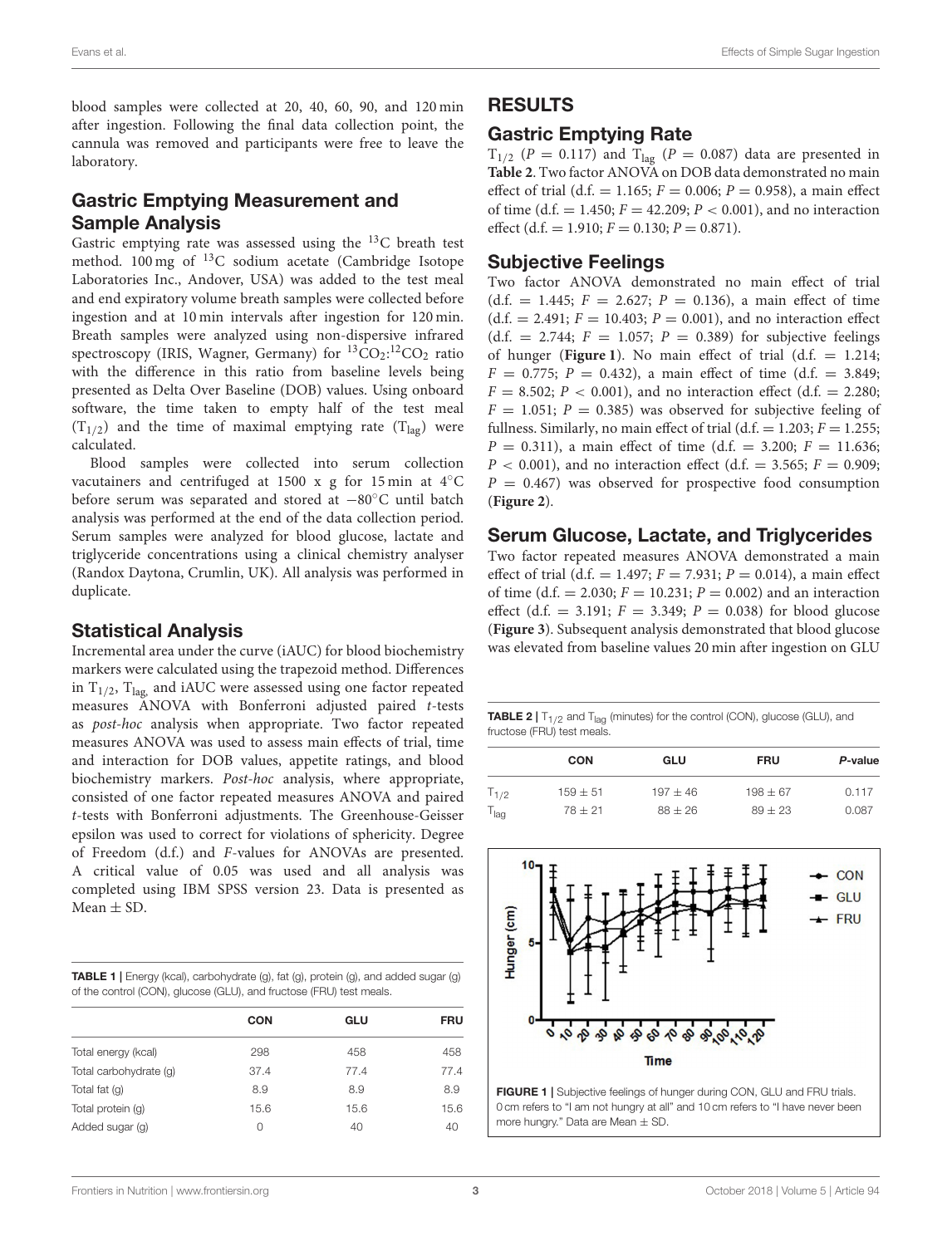blood samples were collected at 20, 40, 60, 90, and 120 min after ingestion. Following the final data collection point, the cannula was removed and participants were free to leave the laboratory.

## Gastric Emptying Measurement and Sample Analysis

Gastric emptying rate was assessed using the $^{13}C$ breath test method. 100 mg of $^{13}C$ sodium acetate (Cambridge Isotope Laboratories Inc., Andover, USA) was added to the test meal and end expiratory volume breath samples were collected before ingestion and at 10 min intervals after ingestion for 120 min. Breath samples were analyzed using non-dispersive infrared spectroscopy (IRIS, Wagner, Germany) for $^{13}CO_2$:$^{12}CO_2$ ratio with the difference in this ratio from baseline levels being presented as Delta Over Baseline (DOB) values. Using onboard software, the time taken to empty half of the test meal ($T_{1/2}$) and the time of maximal emptying rate ($T_{lag}$) were calculated.

Blood samples were collected into serum collection vacutainers and centrifuged at 1500 x g for 15 min at 4°C before serum was separated and stored at −80°C until batch analysis was performed at the end of the data collection period. Serum samples were analyzed for blood glucose, lactate and triglyceride concentrations using a clinical chemistry analyser (Randox Daytona, Crumlin, UK). All analysis was performed in duplicate.

## Statistical Analysis

Incremental area under the curve (iAUC) for blood biochemistry markers were calculated using the trapezoid method. Differences in $T_{1/2}$, $T_{lag}$, and iAUC were assessed using one factor repeated measures ANOVA with Bonferroni adjusted paired *t*-tests as *post-hoc* analysis when appropriate. Two factor repeated measures ANOVA was used to assess main effects of trial, time and interaction for DOB values, appetite ratings, and blood biochemistry markers. *Post-hoc* analysis, where appropriate, consisted of one factor repeated measures ANOVA and paired *t*-tests with Bonferroni adjustments. The Greenhouse-Geisser epsilon was used to correct for violations of sphericity. Degree of Freedom (d.f.) and *F*-values for ANOVAs are presented. A critical value of 0.05 was used and all analysis was completed using IBM SPSS version 23. Data is presented as Mean ± SD.

**TABLE 1** | Energy (kcal), carbohydrate (g), fat (g), protein (g), and added sugar (g) of the control (CON), glucose (GLU), and fructose (FRU) test meals.

| | CON | GLU | FRU |
|---|---|---|---|
| Total energy (kcal) | 298 | 458 | 458 |
| Total carbohydrate (g) | 37.4 | 77.4 | 77.4 |
| Total fat (g) | 8.9 | 8.9 | 8.9 |
| Total protein (g) | 15.6 | 15.6 | 15.6 |
| Added sugar (g) | 0 | 40 | 40 |

# RESULTS

## Gastric Emptying Rate

$T_{1/2}$ ($P = 0.117$) and $T_{lag}$ ($P = 0.087$) data are presented in **Table 2**. Two factor ANOVA on DOB data demonstrated no main effect of trial (d.f. = 1.165; $F = 0.006$; $P = 0.958$), a main effect of time (d.f. = 1.450; $F = 42.209$; $P < 0.001$), and no interaction effect (d.f. = 1.910; $F = 0.130$; $P = 0.871$).

## Subjective Feelings

Two factor ANOVA demonstrated no main effect of trial (d.f. = 1.445; $F = 2.627$; $P = 0.136$), a main effect of time (d.f. = 2.491; $F = 10.403$; $P = 0.001$), and no interaction effect (d.f. = 2.744; $F = 1.057$; $P = 0.389$) for subjective feelings of hunger (**Figure 1**). No main effect of trial (d.f. = 1.214; $F = 0.775$; $P = 0.432$), a main effect of time (d.f. = 3.849; $F = 8.502$; $P < 0.001$), and no interaction effect (d.f. = 2.280; $F = 1.051$; $P = 0.385$) was observed for subjective feeling of fullness. Similarly, no main effect of trial (d.f. = 1.203; $F = 1.255$; $P = 0.311$), a main effect of time (d.f. = 3.200; $F = 11.636$; $P < 0.001$), and no interaction effect (d.f. = 3.565; $F = 0.909$; $P = 0.467$) was observed for prospective food consumption (**Figure 2**).

## Serum Glucose, Lactate, and Triglycerides

Two factor repeated measures ANOVA demonstrated a main effect of trial (d.f. = 1.497; $F = 7.931$; $P = 0.014$), a main effect of time (d.f. = 2.030; $F = 10.231$; $P = 0.002$) and an interaction effect (d.f. = 3.191; $F = 3.349$; $P = 0.038$) for blood glucose (**Figure 3**). Subsequent analysis demonstrated that blood glucose was elevated from baseline values 20 min after ingestion on GLU

**TABLE 2** | $T_{1/2}$ and $T_{lag}$ (minutes) for the control (CON), glucose (GLU), and fructose (FRU) test meals.

| | CON | GLU | FRU | *P*-value |
|---|---|---|---|---|
| $T_{1/2}$ | 159 ± 51 | 197 ± 46 | 198 ± 67 | 0.117 |
| $T_{lag}$ | 78 ± 21 | 88 ± 26 | 89 ± 23 | 0.087 |

**FIGURE 1** | Subjective feelings of hunger during CON, GLU and FRU trials. 0 cm refers to "I am not hungry at all" and 10 cm refers to "I have never been more hungry." Data are Mean ± SD.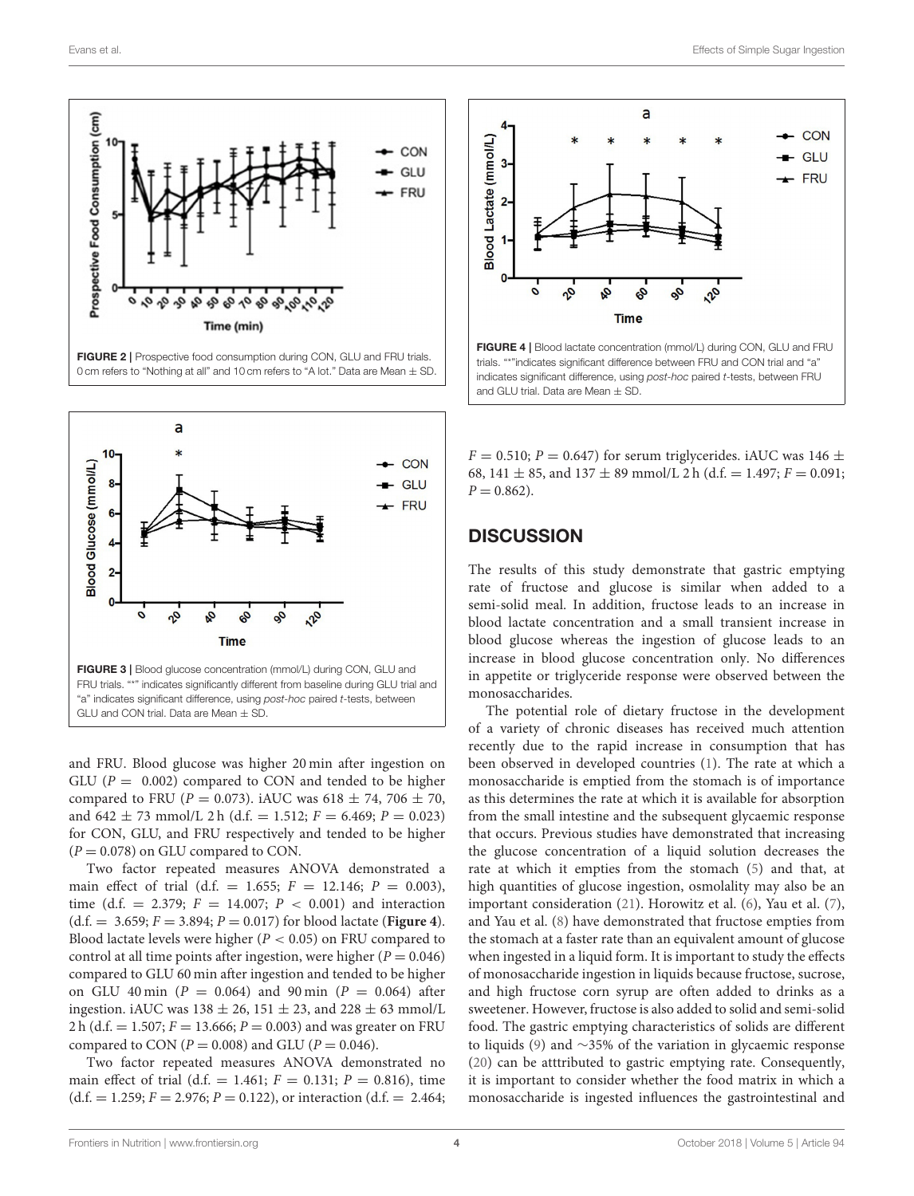FIGURE 2 | Prospective food consumption during CON, GLU and FRU trials. 0 cm refers to "Nothing at all" and 10 cm refers to "A lot." Data are Mean ± SD.

FIGURE 3 | Blood glucose concentration (mmol/L) during CON, GLU and FRU trials. "*" indicates significantly different from baseline during GLU trial and "a" indicates significant difference, using *post-hoc* paired *t*-tests, between GLU and CON trial. Data are Mean ± SD.

FIGURE 4 | Blood lactate concentration (mmol/L) during CON, GLU and FRU trials. "*"indicates significant difference between FRU and CON trial and "a" indicates significant difference, using *post-hoc* paired *t*-tests, between FRU and GLU trial. Data are Mean ± SD.

and FRU. Blood glucose was higher 20 min after ingestion on GLU ($P = 0.002$) compared to CON and tended to be higher compared to FRU ($P = 0.073$). iAUC was 618 ± 74, 706 ± 70, and 642 ± 73 mmol/L 2 h (d.f. = 1.512; $F = 6.469$; $P = 0.023$) for CON, GLU, and FRU respectively and tended to be higher ($P = 0.078$) on GLU compared to CON.

Two factor repeated measures ANOVA demonstrated a main effect of trial (d.f. = 1.655; $F = 12.146$; $P = 0.003$), time (d.f. = 2.379; $F = 14.007$; $P < 0.001$) and interaction (d.f. = 3.659; $F = 3.894$; $P = 0.017$) for blood lactate (**Figure 4**). Blood lactate levels were higher ($P < 0.05$) on FRU compared to control at all time points after ingestion, were higher ($P = 0.046$) compared to GLU 60 min after ingestion and tended to be higher on GLU 40 min ($P = 0.064$) and 90 min ($P = 0.064$) after ingestion. iAUC was 138 ± 26, 151 ± 23, and 228 ± 63 mmol/L 2 h (d.f. = 1.507; $F = 13.666$; $P = 0.003$) and was greater on FRU compared to CON ($P = 0.008$) and GLU ($P = 0.046$).

Two factor repeated measures ANOVA demonstrated no main effect of trial (d.f. = 1.461; $F = 0.131$; $P = 0.816$), time (d.f. = 1.259; $F = 2.976$; $P = 0.122$), or interaction (d.f. = 2.464; $F = 0.510$; $P = 0.647$) for serum triglycerides. iAUC was 146 ± 68, 141 ± 85, and 137 ± 89 mmol/L 2 h (d.f. = 1.497; $F = 0.091$; $P = 0.862$).

## DISCUSSION

The results of this study demonstrate that gastric emptying rate of fructose and glucose is similar when added to a semi-solid meal. In addition, fructose leads to an increase in blood lactate concentration and a small transient increase in blood glucose whereas the ingestion of glucose leads to an increase in blood glucose concentration only. No differences in appetite or triglyceride response were observed between the monosaccharides.

The potential role of dietary fructose in the development of a variety of chronic diseases has received much attention recently due to the rapid increase in consumption that has been observed in developed countries (1). The rate at which a monosaccharide is emptied from the stomach is of importance as this determines the rate at which it is available for absorption from the small intestine and the subsequent glycaemic response that occurs. Previous studies have demonstrated that increasing the glucose concentration of a liquid solution decreases the rate at which it empties from the stomach (5) and that, at high quantities of glucose ingestion, osmolality may also be an important consideration (21). Horowitz et al. (6), Yau et al. (7), and Yau et al. (8) have demonstrated that fructose empties from the stomach at a faster rate than an equivalent amount of glucose when ingested in a liquid form. It is important to study the effects of monosaccharide ingestion in liquids because fructose, sucrose, and high fructose corn syrup are often added to drinks as a sweetener. However, fructose is also added to solid and semi-solid food. The gastric emptying characteristics of solids are different to liquids (9) and ~35% of the variation in glycaemic response (20) can be atttributed to gastric emptying rate. Consequently, it is important to consider whether the food matrix in which a monosaccharide is ingested influences the gastrointestinal and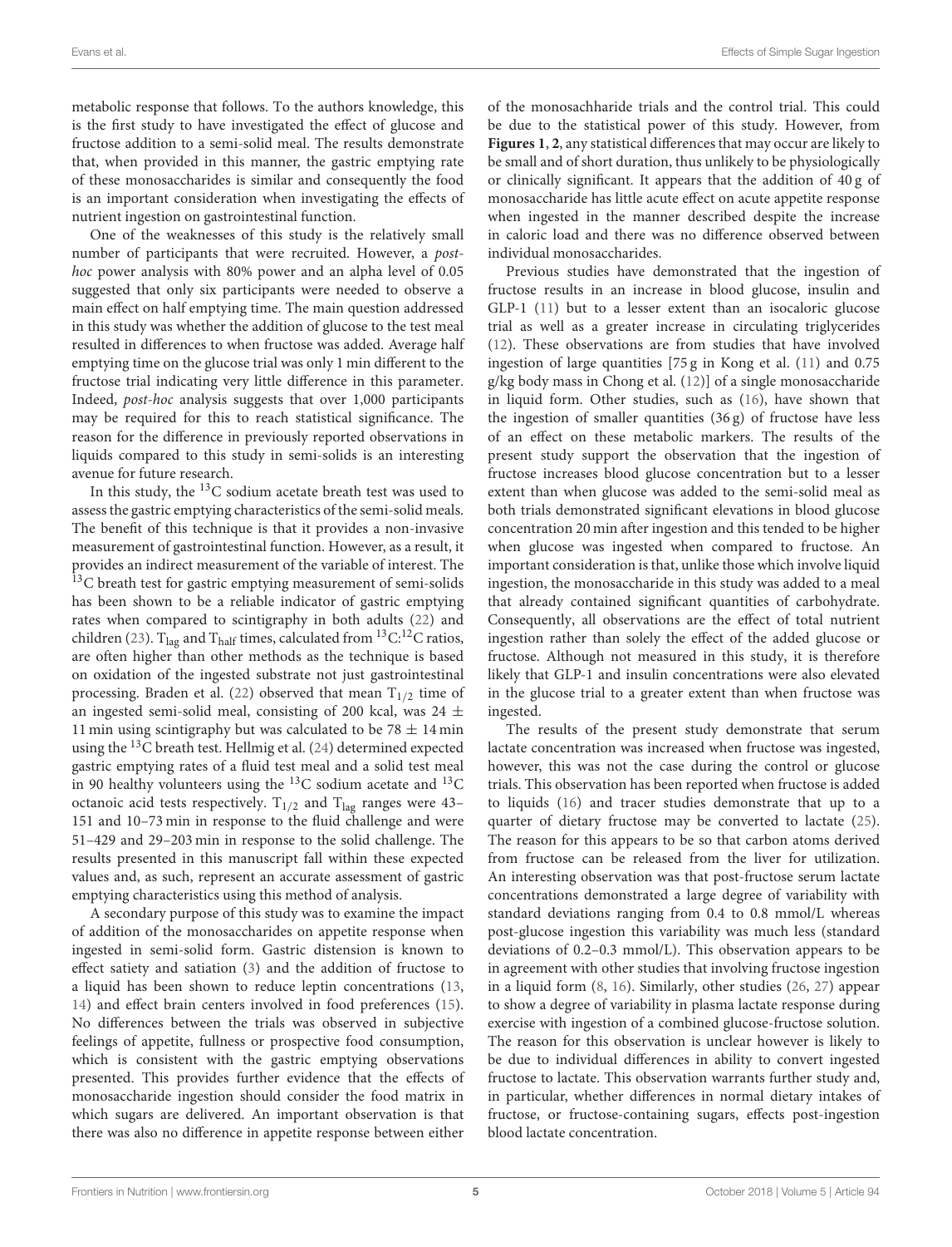metabolic response that follows. To the authors knowledge, this is the first study to have investigated the effect of glucose and fructose addition to a semi-solid meal. The results demonstrate that, when provided in this manner, the gastric emptying rate of these monosaccharides is similar and consequently the food is an important consideration when investigating the effects of nutrient ingestion on gastrointestinal function.

One of the weaknesses of this study is the relatively small number of participants that were recruited. However, a *post-hoc* power analysis with 80% power and an alpha level of 0.05 suggested that only six participants were needed to observe a main effect on half emptying time. The main question addressed in this study was whether the addition of glucose to the test meal resulted in differences to when fructose was added. Average half emptying time on the glucose trial was only 1 min different to the fructose trial indicating very little difference in this parameter. Indeed, *post-hoc* analysis suggests that over 1,000 participants may be required for this to reach statistical significance. The reason for the difference in previously reported observations in liquids compared to this study in semi-solids is an interesting avenue for future research.

In this study, the $^{13}C$ sodium acetate breath test was used to assess the gastric emptying characteristics of the semi-solid meals. The benefit of this technique is that it provides a non-invasive measurement of gastrointestinal function. However, as a result, it provides an indirect measurement of the variable of interest. The $^{13}C$ breath test for gastric emptying measurement of semi-solids has been shown to be a reliable indicator of gastric emptying rates when compared to scintigraphy in both adults (22) and children (23). $T_{lag}$ and $T_{half}$ times, calculated from $^{13}C$:$^{12}C$ ratios, are often higher than other methods as the technique is based on oxidation of the ingested substrate not just gastrointestinal processing. Braden et al. (22) observed that mean $T_{1/2}$ time of an ingested semi-solid meal, consisting of 200 kcal, was 24 ± 11 min using scintigraphy but was calculated to be 78 ± 14 min using the $^{13}C$ breath test. Hellmig et al. (24) determined expected gastric emptying rates of a fluid test meal and a solid test meal in 90 healthy volunteers using the $^{13}C$ sodium acetate and $^{13}C$ octanoic acid tests respectively. $T_{1/2}$ and $T_{lag}$ ranges were 43–151 and 10–73 min in response to the fluid challenge and were 51–429 and 29–203 min in response to the solid challenge. The results presented in this manuscript fall within these expected values and, as such, represent an accurate assessment of gastric emptying characteristics using this method of analysis.

A secondary purpose of this study was to examine the impact of addition of the monosaccharides on appetite response when ingested in semi-solid form. Gastric distension is known to effect satiety and satiation (3) and the addition of fructose to a liquid has been shown to reduce leptin concentrations (13, 14) and effect brain centers involved in food preferences (15). No differences between the trials was observed in subjective feelings of appetite, fullness or prospective food consumption, which is consistent with the gastric emptying observations presented. This provides further evidence that the effects of monosaccharide ingestion should consider the food matrix in which sugars are delivered. An important observation is that there was also no difference in appetite response between either of the monosachharide trials and the control trial. This could be due to the statistical power of this study. However, from **Figures 1**, **2**, any statistical differences that may occur are likely to be small and of short duration, thus unlikely to be physiologically or clinically significant. It appears that the addition of 40 g of monosaccharide has little acute effect on acute appetite response when ingested in the manner described despite the increase in caloric load and there was no difference observed between individual monosaccharides.

Previous studies have demonstrated that the ingestion of fructose results in an increase in blood glucose, insulin and GLP-1 (11) but to a lesser extent than an isocaloric glucose trial as well as a greater increase in circulating triglycerides (12). These observations are from studies that have involved ingestion of large quantities [75 g in Kong et al. (11) and 0.75 g/kg body mass in Chong et al. (12)] of a single monosaccharide in liquid form. Other studies, such as (16), have shown that the ingestion of smaller quantities (36 g) of fructose have less of an effect on these metabolic markers. The results of the present study support the observation that the ingestion of fructose increases blood glucose concentration but to a lesser extent than when glucose was added to the semi-solid meal as both trials demonstrated significant elevations in blood glucose concentration 20 min after ingestion and this tended to be higher when glucose was ingested when compared to fructose. An important consideration is that, unlike those which involve liquid ingestion, the monosaccharide in this study was added to a meal that already contained significant quantities of carbohydrate. Consequently, all observations are the effect of total nutrient ingestion rather than solely the effect of the added glucose or fructose. Although not measured in this study, it is therefore likely that GLP-1 and insulin concentrations were also elevated in the glucose trial to a greater extent than when fructose was ingested.

The results of the present study demonstrate that serum lactate concentration was increased when fructose was ingested, however, this was not the case during the control or glucose trials. This observation has been reported when fructose is added to liquids (16) and tracer studies demonstrate that up to a quarter of dietary fructose may be converted to lactate (25). The reason for this appears to be so that carbon atoms derived from fructose can be released from the liver for utilization. An interesting observation was that post-fructose serum lactate concentrations demonstrated a large degree of variability with standard deviations ranging from 0.4 to 0.8 mmol/L whereas post-glucose ingestion this variability was much less (standard deviations of 0.2–0.3 mmol/L). This observation appears to be in agreement with other studies that involving fructose ingestion in a liquid form (8, 16). Similarly, other studies (26, 27) appear to show a degree of variability in plasma lactate response during exercise with ingestion of a combined glucose-fructose solution. The reason for this observation is unclear however is likely to be due to individual differences in ability to convert ingested fructose to lactate. This observation warrants further study and, in particular, whether differences in normal dietary intakes of fructose, or fructose-containing sugars, effects post-ingestion blood lactate concentration.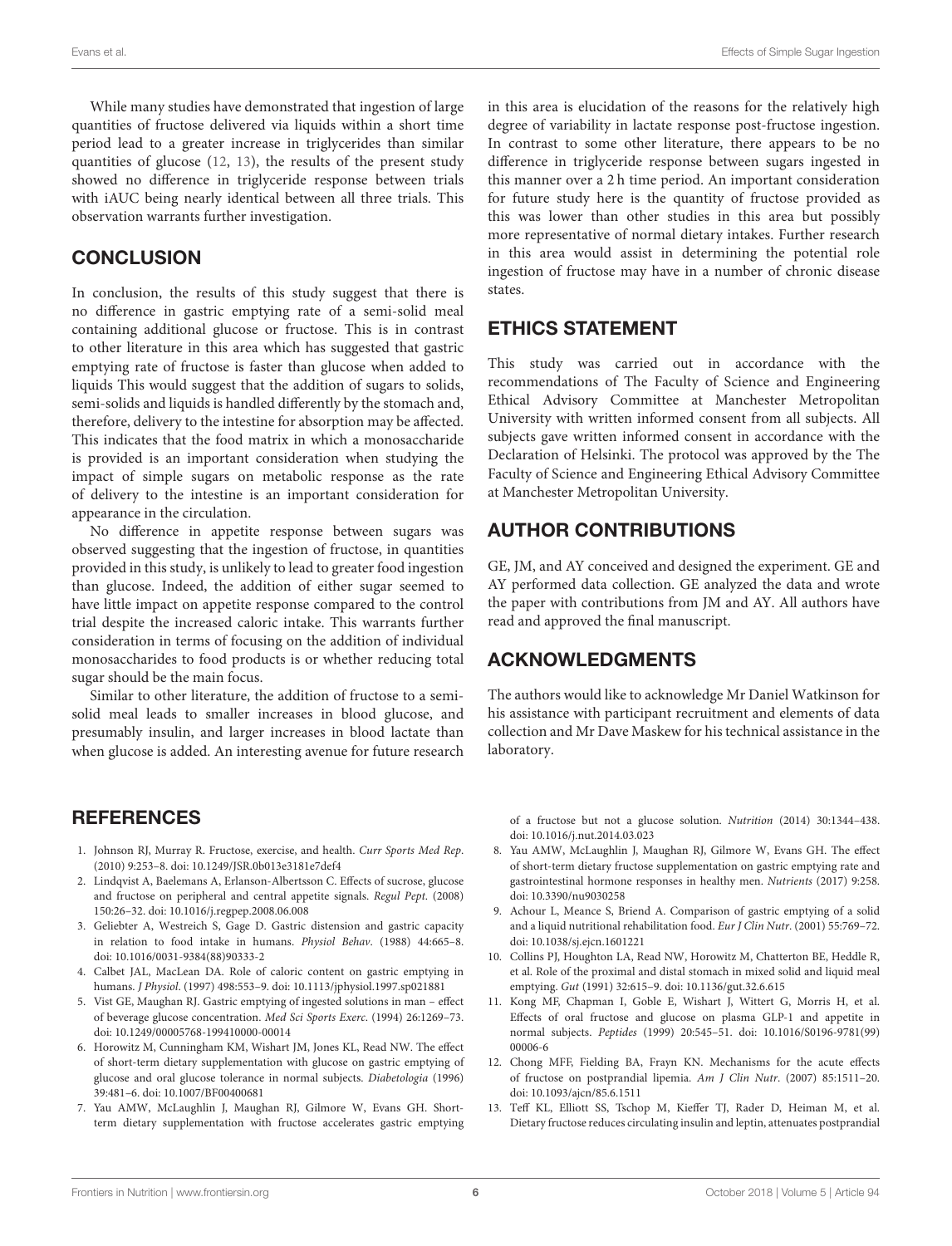While many studies have demonstrated that ingestion of large quantities of fructose delivered via liquids within a short time period lead to a greater increase in triglycerides than similar quantities of glucose (12, 13), the results of the present study showed no difference in triglyceride response between trials with iAUC being nearly identical between all three trials. This observation warrants further investigation.

## CONCLUSION

In conclusion, the results of this study suggest that there is no difference in gastric emptying rate of a semi-solid meal containing additional glucose or fructose. This is in contrast to other literature in this area which has suggested that gastric emptying rate of fructose is faster than glucose when added to liquids This would suggest that the addition of sugars to solids, semi-solids and liquids is handled differently by the stomach and, therefore, delivery to the intestine for absorption may be affected. This indicates that the food matrix in which a monosaccharide is provided is an important consideration when studying the impact of simple sugars on metabolic response as the rate of delivery to the intestine is an important consideration for appearance in the circulation.

No difference in appetite response between sugars was observed suggesting that the ingestion of fructose, in quantities provided in this study, is unlikely to lead to greater food ingestion than glucose. Indeed, the addition of either sugar seemed to have little impact on appetite response compared to the control trial despite the increased caloric intake. This warrants further consideration in terms of focusing on the addition of individual monosaccharides to food products is or whether reducing total sugar should be the main focus.

Similar to other literature, the addition of fructose to a semi-solid meal leads to smaller increases in blood glucose, and presumably insulin, and larger increases in blood lactate than when glucose is added. An interesting avenue for future research in this area is elucidation of the reasons for the relatively high degree of variability in lactate response post-fructose ingestion. In contrast to some other literature, there appears to be no difference in triglyceride response between sugars ingested in this manner over a 2 h time period. An important consideration for future study here is the quantity of fructose provided as this was lower than other studies in this area but possibly more representative of normal dietary intakes. Further research in this area would assist in determining the potential role ingestion of fructose may have in a number of chronic disease states.

## ETHICS STATEMENT

This study was carried out in accordance with the recommendations of The Faculty of Science and Engineering Ethical Advisory Committee at Manchester Metropolitan University with written informed consent from all subjects. All subjects gave written informed consent in accordance with the Declaration of Helsinki. The protocol was approved by the The Faculty of Science and Engineering Ethical Advisory Committee at Manchester Metropolitan University.

## AUTHOR CONTRIBUTIONS

GE, JM, and AY conceived and designed the experiment. GE and AY performed data collection. GE analyzed the data and wrote the paper with contributions from JM and AY. All authors have read and approved the final manuscript.

## ACKNOWLEDGMENTS

The authors would like to acknowledge Mr Daniel Watkinson for his assistance with participant recruitment and elements of data collection and Mr Dave Maskew for his technical assistance in the laboratory.

## REFERENCES

1. Johnson RJ, Murray R. Fructose, exercise, and health. *Curr Sports Med Rep*. (2010) 9:253–8. doi: 10.1249/JSR.0b013e3181e7def4
2. Lindqvist A, Baelemans A, Erlanson-Albertsson C. Effects of sucrose, glucose and fructose on peripheral and central appetite signals. *Regul Pept*. (2008) 150:26–32. doi: 10.1016/j.regpep.2008.06.008
3. Geliebter A, Westreich S, Gage D. Gastric distension and gastric capacity in relation to food intake in humans. *Physiol Behav*. (1988) 44:665–8. doi: 10.1016/0031-9384(88)90333-2
4. Calbet JAL, MacLean DA. Role of caloric content on gastric emptying in humans. *J Physiol*. (1997) 498:553–9. doi: 10.1113/jphysiol.1997.sp021881
5. Vist GE, Maughan RJ. Gastric emptying of ingested solutions in man – effect of beverage glucose concentration. *Med Sci Sports Exerc*. (1994) 26:1269–73. doi: 10.1249/00005768-199410000-00014
6. Horowitz M, Cunningham KM, Wishart JM, Jones KL, Read NW. The effect of short-term dietary supplementation with glucose on gastric emptying of glucose and oral glucose tolerance in normal subjects. *Diabetologia* (1996) 39:481–6. doi: 10.1007/BF00400681
7. Yau AMW, McLaughlin J, Maughan RJ, Gilmore W, Evans GH. Short-term dietary supplementation with fructose accelerates gastric emptying of a fructose but not a glucose solution. *Nutrition* (2014) 30:1344–438. doi: 10.1016/j.nut.2014.03.023
8. Yau AMW, McLaughlin J, Maughan RJ, Gilmore W, Evans GH. The effect of short-term dietary fructose supplementation on gastric emptying rate and gastrointestinal hormone responses in healthy men. *Nutrients* (2017) 9:258. doi: 10.3390/nu9030258
9. Achour L, Meance S, Briend A. Comparison of gastric emptying of a solid and a liquid nutritional rehabilitation food. *Eur J Clin Nutr*. (2001) 55:769–72. doi: 10.1038/sj.ejcn.1601221
10. Collins PJ, Houghton LA, Read NW, Horowitz M, Chatterton BE, Heddle R, et al. Role of the proximal and distal stomach in mixed solid and liquid meal emptying. *Gut* (1991) 32:615–9. doi: 10.1136/gut.32.6.615
11. Kong MF, Chapman I, Goble E, Wishart J, Wittert G, Morris H, et al. Effects of oral fructose and glucose on plasma GLP-1 and appetite in normal subjects. *Peptides* (1999) 20:545–51. doi: 10.1016/S0196-9781(99)00006-6
12. Chong MFF, Fielding BA, Frayn KN. Mechanisms for the acute effects of fructose on postprandial lipemia. *Am J Clin Nutr*. (2007) 85:1511–20. doi: 10.1093/ajcn/85.6.1511
13. Teff KL, Elliott SS, Tschop M, Kieffer TJ, Rader D, Heiman M, et al. Dietary fructose reduces circulating insulin and leptin, attenuates postprandial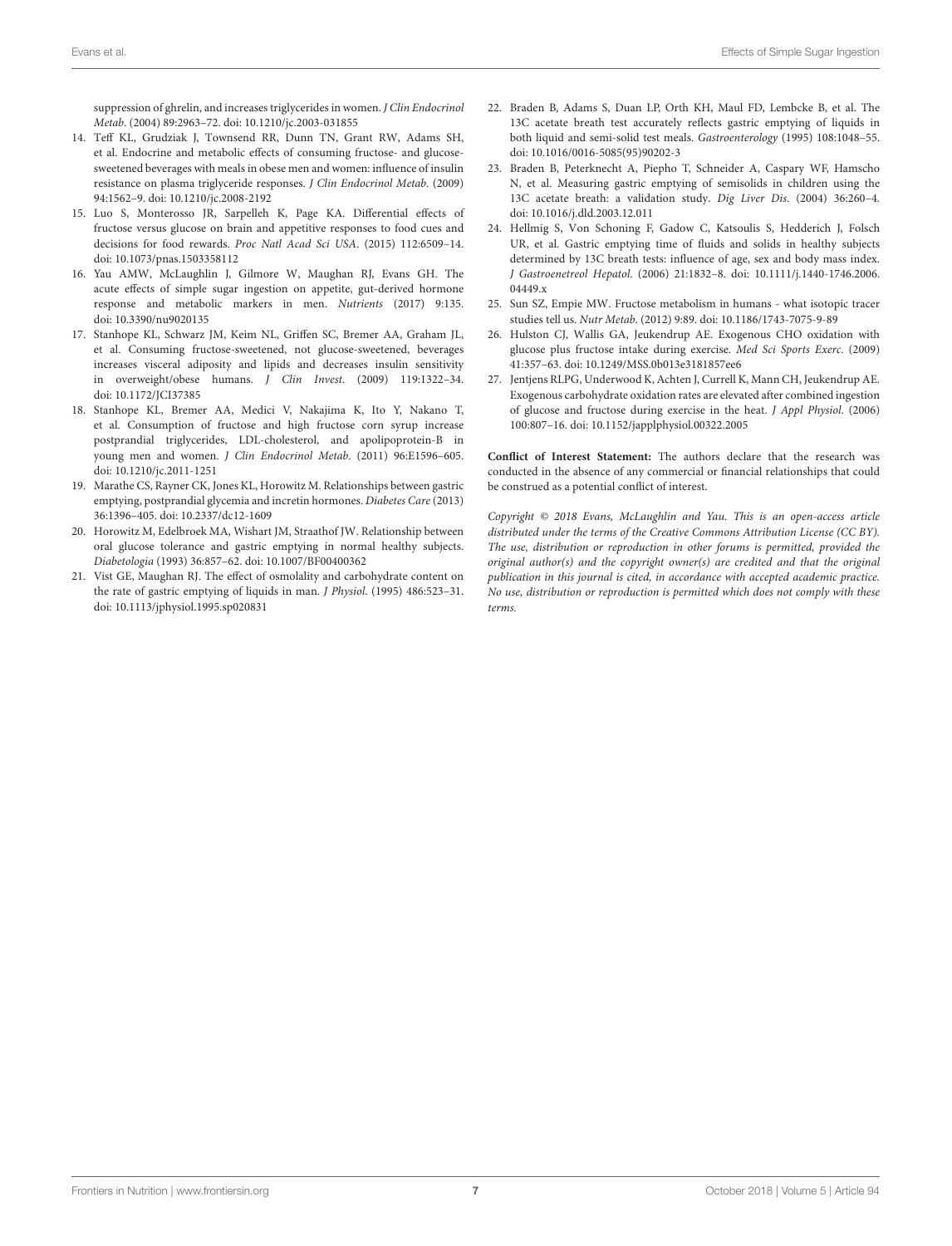suppression of ghrelin, and increases triglycerides in women. *J Clin Endocrinol Metab*. (2004) 89:2963–72. doi: 10.1210/jc.2003-031855

14. Teff KL, Grudziak J, Townsend RR, Dunn TN, Grant RW, Adams SH, et al. Endocrine and metabolic effects of consuming fructose- and glucose-sweetened beverages with meals in obese men and women: influence of insulin resistance on plasma triglyceride responses. *J Clin Endocrinol Metab*. (2009) 94:1562–9. doi: 10.1210/jc.2008-2192
15. Luo S, Monterosso JR, Sarpelleh K, Page KA. Differential effects of fructose versus glucose on brain and appetitive responses to food cues and decisions for food rewards. *Proc Natl Acad Sci USA*. (2015) 112:6509–14. doi: 10.1073/pnas.1503358112
16. Yau AMW, McLaughlin J, Gilmore W, Maughan RJ, Evans GH. The acute effects of simple sugar ingestion on appetite, gut-derived hormone response and metabolic markers in men. *Nutrients* (2017) 9:135. doi: 10.3390/nu9020135
17. Stanhope KL, Schwarz JM, Keim NL, Griffen SC, Bremer AA, Graham JL, et al. Consuming fructose-sweetened, not glucose-sweetened, beverages increases visceral adiposity and lipids and decreases insulin sensitivity in overweight/obese humans. *J Clin Invest*. (2009) 119:1322–34. doi: 10.1172/JCI37385
18. Stanhope KL, Bremer AA, Medici V, Nakajima K, Ito Y, Nakano T, et al. Consumption of fructose and high fructose corn syrup increase postprandial triglycerides, LDL-cholesterol, and apolipoprotein-B in young men and women. *J Clin Endocrinol Metab*. (2011) 96:E1596–605. doi: 10.1210/jc.2011-1251
19. Marathe CS, Rayner CK, Jones KL, Horowitz M. Relationships between gastric emptying, postprandial glycemia and incretin hormones. *Diabetes Care* (2013) 36:1396–405. doi: 10.2337/dc12-1609
20. Horowitz M, Edelbroek MA, Wishart JM, Straathof JW. Relationship between oral glucose tolerance and gastric emptying in normal healthy subjects. *Diabetologia* (1993) 36:857–62. doi: 10.1007/BF00400362
21. Vist GE, Maughan RJ. The effect of osmolality and carbohydrate content on the rate of gastric emptying of liquids in man. *J Physiol*. (1995) 486:523–31. doi: 10.1113/jphysiol.1995.sp020831
22. Braden B, Adams S, Duan LP, Orth KH, Maul FD, Lembcke B, et al. The 13C acetate breath test accurately reflects gastric emptying of liquids in both liquid and semi-solid test meals. *Gastroenterology* (1995) 108:1048–55. doi: 10.1016/0016-5085(95)90202-3
23. Braden B, Peterknecht A, Piepho T, Schneider A, Caspary WF, Hamscho N, et al. Measuring gastric emptying of semisolids in children using the 13C acetate breath: a validation study. *Dig Liver Dis*. (2004) 36:260–4. doi: 10.1016/j.dld.2003.12.011
24. Hellmig S, Von Schoning F, Gadow C, Katsoulis S, Hedderich J, Folsch UR, et al. Gastric emptying time of fluids and solids in healthy subjects determined by 13C breath tests: influence of age, sex and body mass index. *J Gastroenetreol Hepatol*. (2006) 21:1832–8. doi: 10.1111/j.1440-1746.2006.04449.x
25. Sun SZ, Empie MW. Fructose metabolism in humans - what isotopic tracer studies tell us. *Nutr Metab*. (2012) 9:89. doi: 10.1186/1743-7075-9-89
26. Hulston CJ, Wallis GA, Jeukendrup AE. Exogenous CHO oxidation with glucose plus fructose intake during exercise. *Med Sci Sports Exerc*. (2009) 41:357–63. doi: 10.1249/MSS.0b013e3181857ee6
27. Jentjens RLPG, Underwood K, Achten J, Currell K, Mann CH, Jeukendrup AE. Exogenous carbohydrate oxidation rates are elevated after combined ingestion of glucose and fructose during exercise in the heat. *J Appl Physiol*. (2006) 100:807–16. doi: 10.1152/japplphysiol.00322.2005

**Conflict of Interest Statement:** The authors declare that the research was conducted in the absence of any commercial or financial relationships that could be construed as a potential conflict of interest.

*Copyright © 2018 Evans, McLaughlin and Yau. This is an open-access article distributed under the terms of the Creative Commons Attribution License (CC BY). The use, distribution or reproduction in other forums is permitted, provided the original author(s) and the copyright owner(s) are credited and that the original publication in this journal is cited, in accordance with accepted academic practice. No use, distribution or reproduction is permitted which does not comply with these terms.*